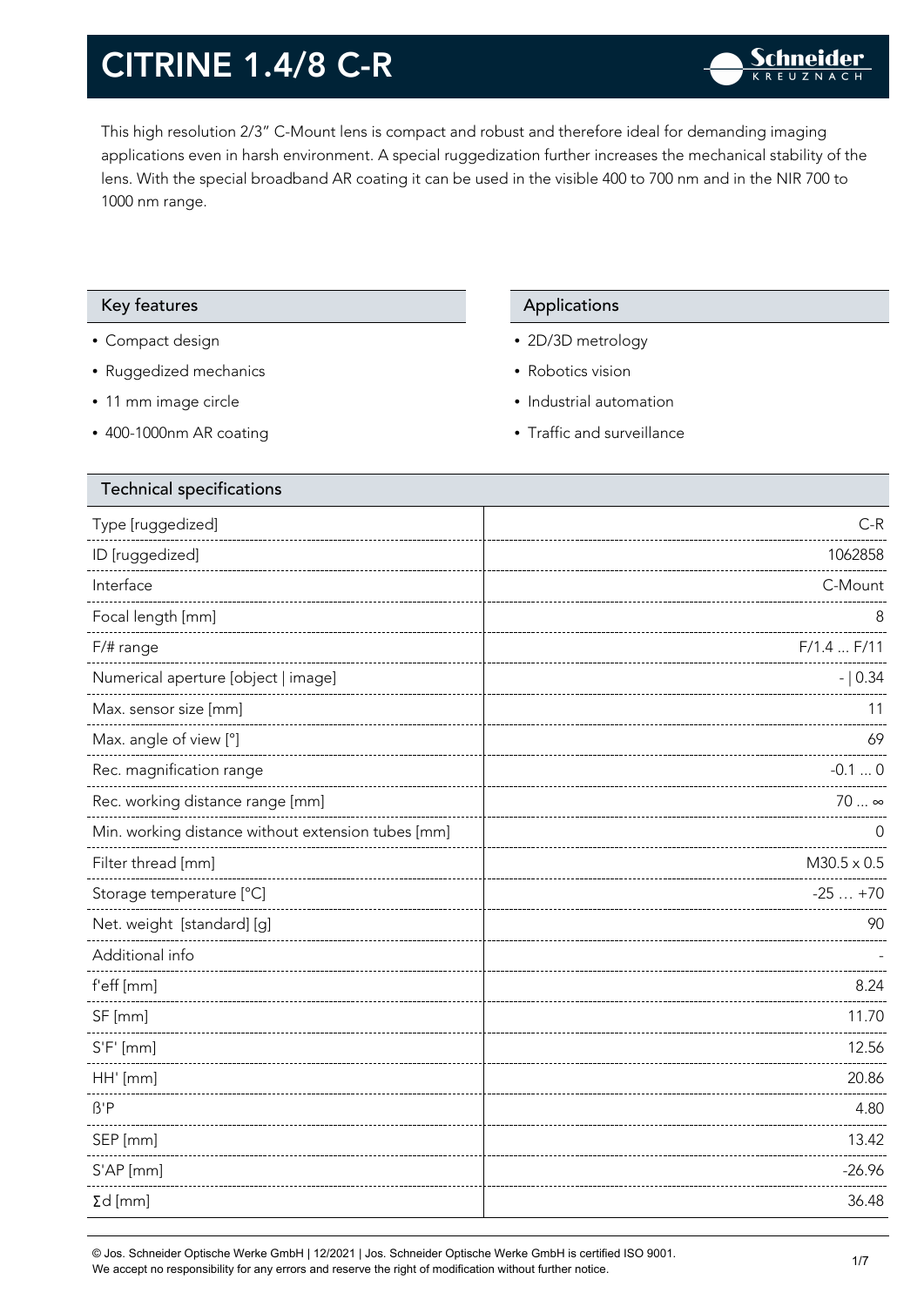# CITRINE 1.4/8 C-R

This high resolution 2/3" C-Mount lens is compact and robust and therefore ideal for demanding imaging applications even in harsh environment. A special ruggedization further increases the mechanical stability of the lens. With the special broadband AR coating it can be used in the visible 400 to 700 nm and in the NIR 700 to 1000 nm range.

## Key features

- Compact design
- Ruggedized mechanics
- 11 mm image circle
- 400-1000nm AR coating

## Applications

- 2D/3D metrology
- Robotics vision
- Industrial automation
- Traffic and surveillance

## Technical specifications

| Technical specifications | |
|---|---|
| Type [ruggedized] | C-R |
| ID [ruggedized] | 1062858 |
| Interface | C-Mount |
| Focal length [mm] | 8 |
| F/# range | F/1.4 ... F/11 |
| Numerical aperture [object \| image] | - \| 0.34 |
| Max. sensor size [mm] | 11 |
| Max. angle of view [°] | 69 |
| Rec. magnification range | -0.1 ... 0 |
| Rec. working distance range [mm] | 70 ... ∞ |
| Min. working distance without extension tubes [mm] | 0 |
| Filter thread [mm] | M30.5 x 0.5 |
| Storage temperature [°C] | -25 … +70 |
| Net. weight [standard] [g] | 90 |
| Additional info | - |
| f'eff [mm] | 8.24 |
| SF [mm] | 11.70 |
| S'F' [mm] | 12.56 |
| HH' [mm] | 20.86 |
| ß'P | 4.80 |
| SEP [mm] | 13.42 |
| S'AP [mm] | -26.96 |
| Σd [mm] | 36.48 |

© Jos. Schneider Optische Werke GmbH | 12/2021 | Jos. Schneider Optische Werke GmbH is certified ISO 9001.
We accept no responsibility for any errors and reserve the right of modification without further notice.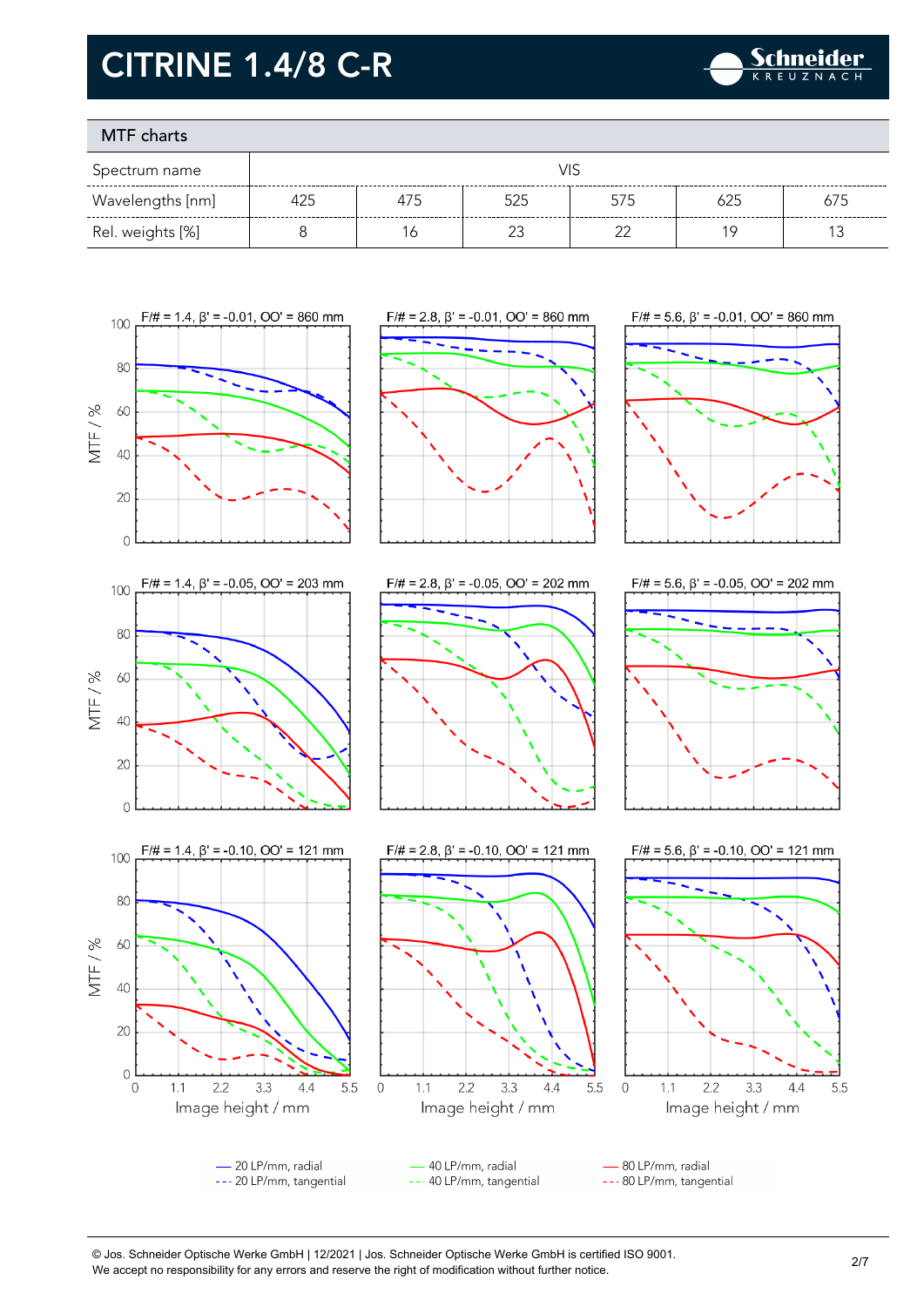# CITRINE 1.4/8 C-R

## MTF charts

| Spectrum name | VIS | | | | | |
|---|---|---|---|---|---|---|
| Wavelengths [nm] | 425 | 475 | 525 | 575 | 625 | 675 |
| Rel. weights [%] | 8 | 16 | 23 | 22 | 19 | 13 |

F/# = 1.4, β' = -0.01, OO' = 860 mm

F/# = 2.8, β' = -0.01, OO' = 860 mm

F/# = 5.6, β' = -0.01, OO' = 860 mm

F/# = 1.4, β' = -0.05, OO' = 203 mm

F/# = 2.8, β' = -0.05, OO' = 202 mm

F/# = 5.6, β' = -0.05, OO' = 202 mm

F/# = 1.4, β' = -0.10, OO' = 121 mm

F/# = 2.8, β' = -0.10, OO' = 121 mm

F/# = 5.6, β' = -0.10, OO' = 121 mm

MTF / %

Image height / mm

— 20 LP/mm, radial
--- 20 LP/mm, tangential
— 40 LP/mm, radial
--- 40 LP/mm, tangential
— 80 LP/mm, radial
--- 80 LP/mm, tangential

© Jos. Schneider Optische Werke GmbH | 12/2021 | Jos. Schneider Optische Werke GmbH is certified ISO 9001.
We accept no responsibility for any errors and reserve the right of modification without further notice.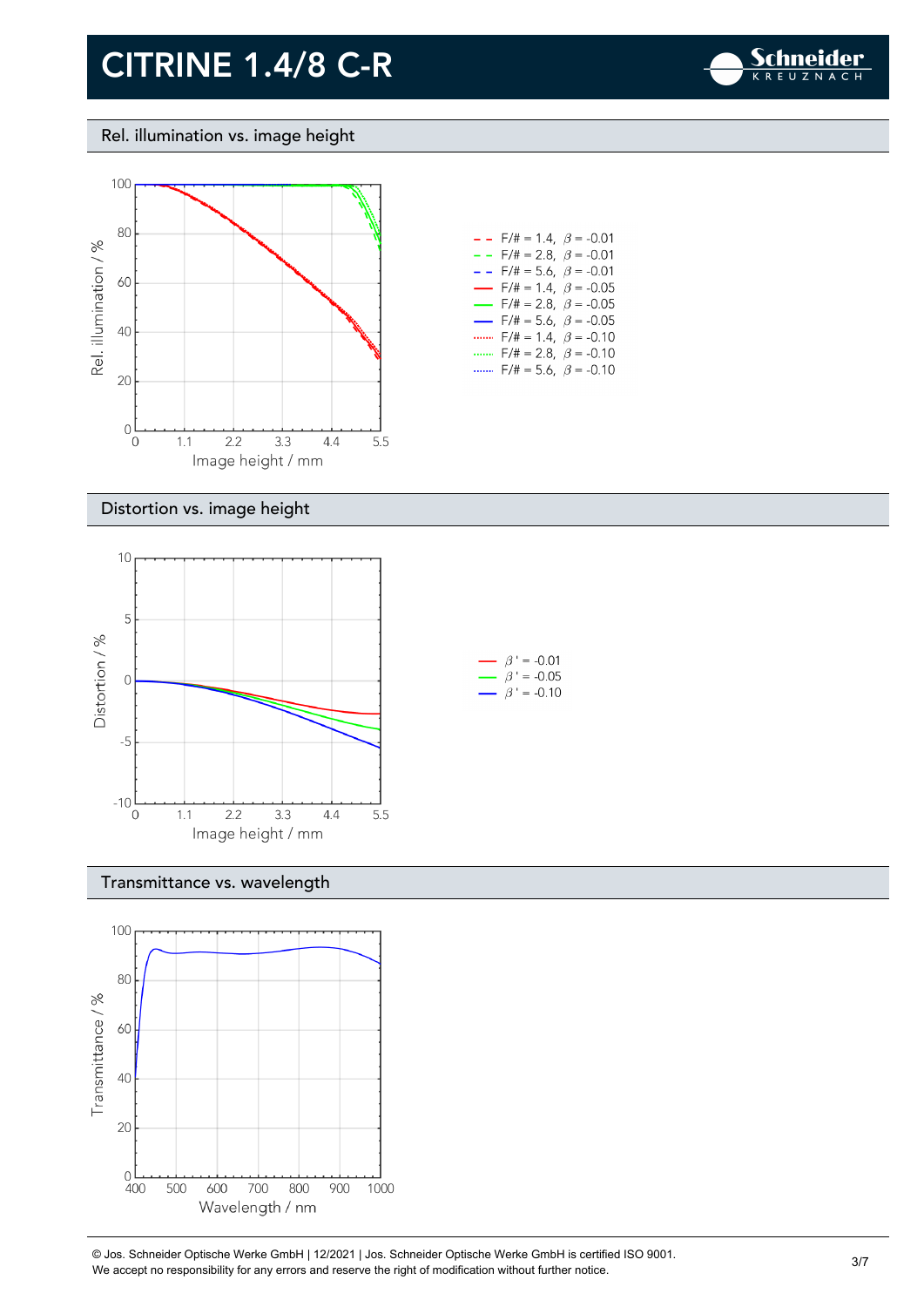# CITRINE 1.4/8 C-R

## Rel. illumination vs. image height

Rel. illumination / %

Image height / mm

- F/# = 1.4, $\beta$ = -0.01
- F/# = 2.8, $\beta$ = -0.01
- F/# = 5.6, $\beta$ = -0.01
- F/# = 1.4, $\beta$ = -0.05
- F/# = 2.8, $\beta$ = -0.05
- F/# = 5.6, $\beta$ = -0.05
- F/# = 1.4, $\beta$ = -0.10
- F/# = 2.8, $\beta$ = -0.10
- F/# = 5.6, $\beta$ = -0.10

## Distortion vs. image height

Distortion / %

Image height / mm

- $\beta'$ = -0.01
- $\beta'$ = -0.05
- $\beta'$ = -0.10

## Transmittance vs. wavelength

Transmittance / %

Wavelength / nm

© Jos. Schneider Optische Werke GmbH | 12/2021 | Jos. Schneider Optische Werke GmbH is certified ISO 9001.
We accept no responsibility for any errors and reserve the right of modification without further notice.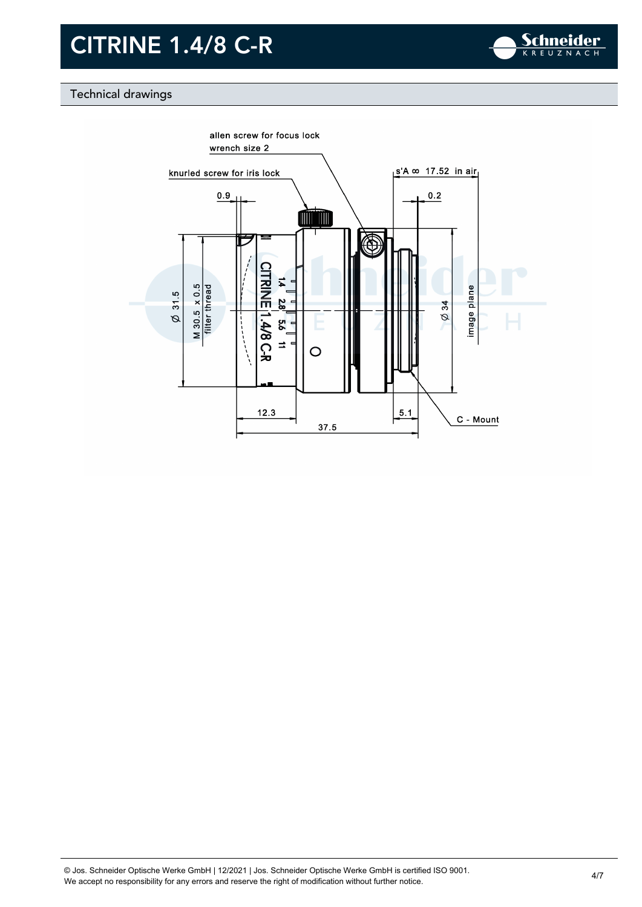# CITRINE 1.4/8 C-R

## Technical drawings

allen screw for focus lock
wrench size 2

knurled screw for iris lock

s'A ∞ 17.52 in air

0.9

0.2

Ø 31.5

M 30.5 x 0.5
filter thread

Ø 34

image plane

12.3

5.1

37.5

C - Mount

© Jos. Schneider Optische Werke GmbH | 12/2021 | Jos. Schneider Optische Werke GmbH is certified ISO 9001.
We accept no responsibility for any errors and reserve the right of modification without further notice.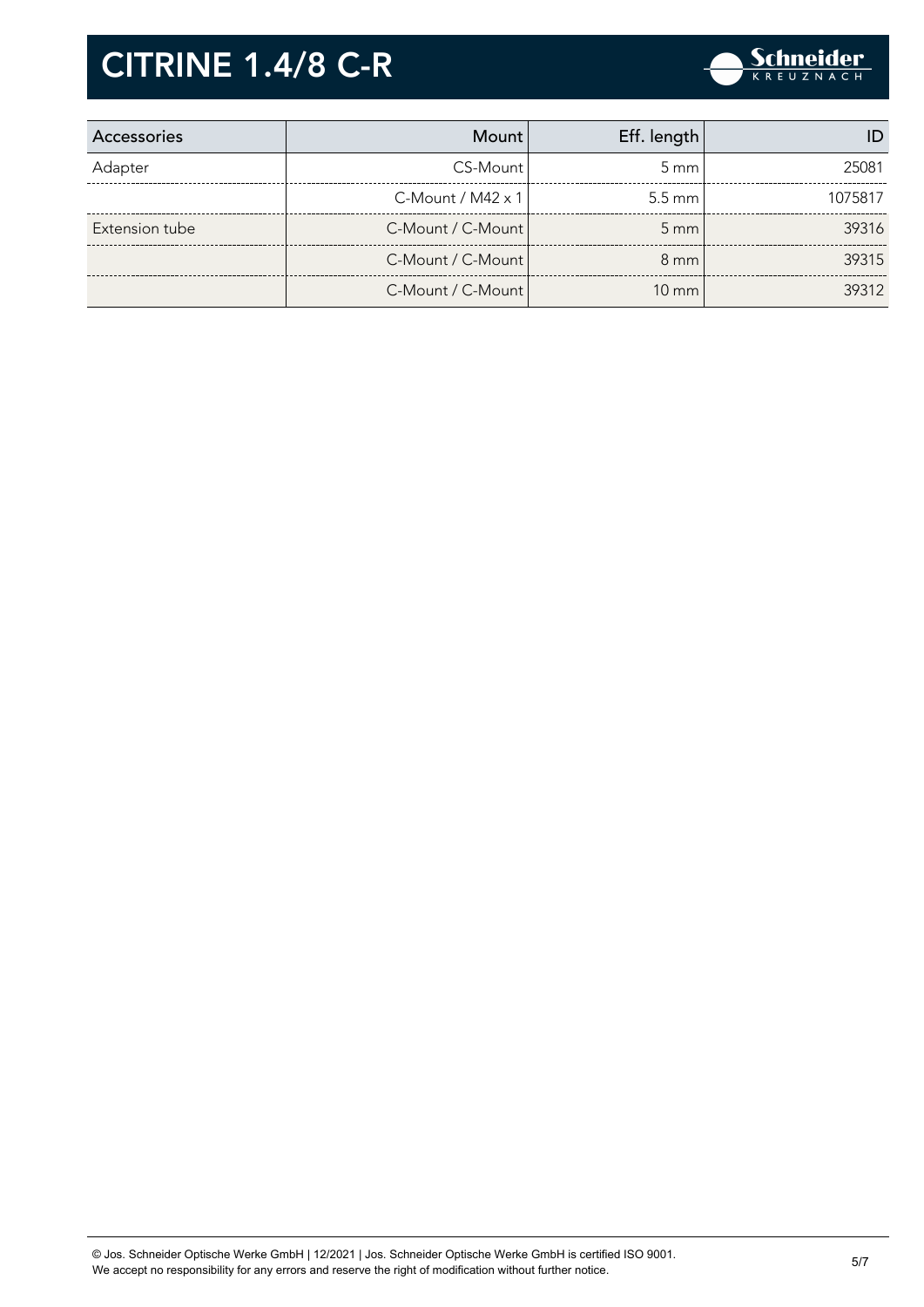# CITRINE 1.4/8 C-R

| Accessories | Mount | Eff. length | ID |
|---|---|---|---|
| Adapter | CS-Mount | 5 mm | 25081 |
| | C-Mount / M42 x 1 | 5.5 mm | 1075817 |
| Extension tube | C-Mount / C-Mount | 5 mm | 39316 |
| | C-Mount / C-Mount | 8 mm | 39315 |
| | C-Mount / C-Mount | 10 mm | 39312 |

© Jos. Schneider Optische Werke GmbH | 12/2021 | Jos. Schneider Optische Werke GmbH is certified ISO 9001.
We accept no responsibility for any errors and reserve the right of modification without further notice.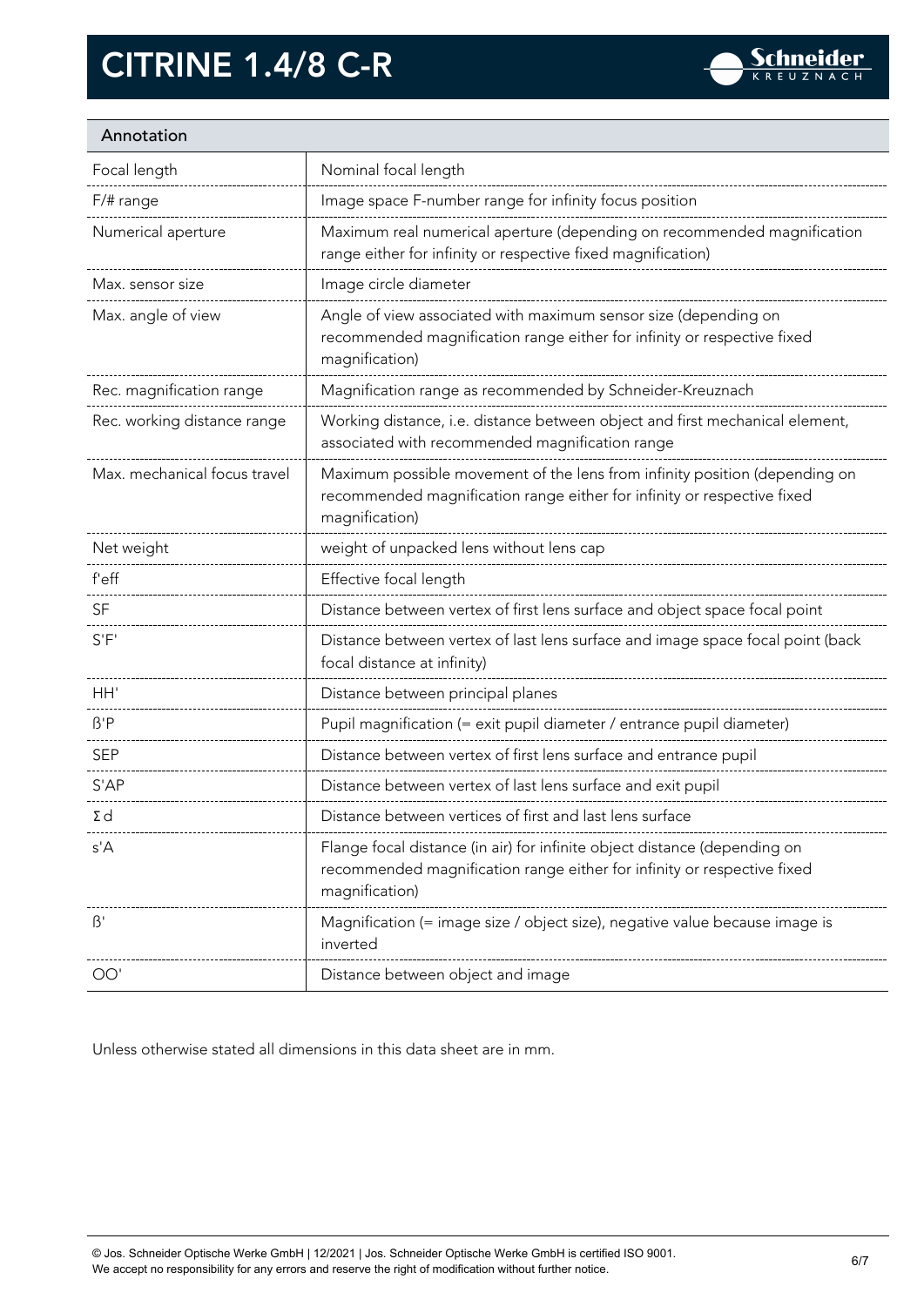# CITRINE 1.4/8 C-R

| Annotation | |
|---|---|
| Focal length | Nominal focal length |
| F/# range | Image space F-number range for infinity focus position |
| Numerical aperture | Maximum real numerical aperture (depending on recommended magnification range either for infinity or respective fixed magnification) |
| Max. sensor size | Image circle diameter |
| Max. angle of view | Angle of view associated with maximum sensor size (depending on recommended magnification range either for infinity or respective fixed magnification) |
| Rec. magnification range | Magnification range as recommended by Schneider-Kreuznach |
| Rec. working distance range | Working distance, i.e. distance between object and first mechanical element, associated with recommended magnification range |
| Max. mechanical focus travel | Maximum possible movement of the lens from infinity position (depending on recommended magnification range either for infinity or respective fixed magnification) |
| Net weight | weight of unpacked lens without lens cap |
| f'eff | Effective focal length |
| SF | Distance between vertex of first lens surface and object space focal point |
| S'F' | Distance between vertex of last lens surface and image space focal point (back focal distance at infinity) |
| HH' | Distance between principal planes |
| ß'P | Pupil magnification (= exit pupil diameter / entrance pupil diameter) |
| SEP | Distance between vertex of first lens surface and entrance pupil |
| S'AP | Distance between vertex of last lens surface and exit pupil |
| Σ d | Distance between vertices of first and last lens surface |
| s'A | Flange focal distance (in air) for infinite object distance (depending on recommended magnification range either for infinity or respective fixed magnification) |
| ß' | Magnification (= image size / object size), negative value because image is inverted |
| OO' | Distance between object and image |

Unless otherwise stated all dimensions in this data sheet are in mm.

© Jos. Schneider Optische Werke GmbH | 12/2021 | Jos. Schneider Optische Werke GmbH is certified ISO 9001.
We accept no responsibility for any errors and reserve the right of modification without further notice.